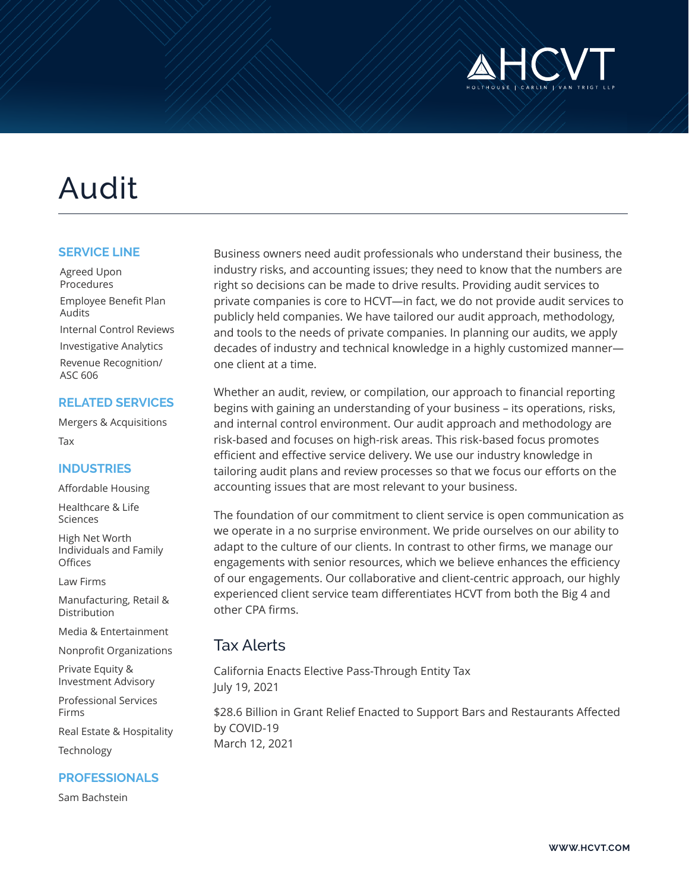# Audit

Business owners need audit professionals who understand their business, the industry risks, and accounting issues; they need to know that the numbers are right so decisions can be made to drive results. Providing audit services to private companies is core to HCVT—in fact, we do not provide audit services to publicly held companies. We have tailored our audit approach, methodology, and tools to the needs of private companies. In planning our audits, we apply decades of industry and technical knowledge in a highly customized manner—one client at a time.

Whether an audit, review, or compilation, our approach to financial reporting begins with gaining an understanding of your business – its operations, risks, and internal control environment. Our audit approach and methodology are risk-based and focuses on high-risk areas. This risk-based focus promotes efficient and effective service delivery. We use our industry knowledge in tailoring audit plans and review processes so that we focus our efforts on the accounting issues that are most relevant to your business.

The foundation of our commitment to client service is open communication as we operate in a no surprise environment. We pride ourselves on our ability to adapt to the culture of our clients. In contrast to other firms, we manage our engagements with senior resources, which we believe enhances the efficiency of our engagements. Our collaborative and client-centric approach, our highly experienced client service team differentiates HCVT from both the Big 4 and other CPA firms.

## Tax Alerts

California Enacts Elective Pass-Through Entity Tax
July 19, 2021

$28.6 Billion in Grant Relief Enacted to Support Bars and Restaurants Affected by COVID-19
March 12, 2021

### SERVICE LINE

- Agreed Upon Procedures
- Employee Benefit Plan Audits
- Internal Control Reviews
- Investigative Analytics
- Revenue Recognition/ ASC 606

### RELATED SERVICES

- Mergers & Acquisitions
- Tax

### INDUSTRIES

- Affordable Housing
- Healthcare & Life Sciences
- High Net Worth Individuals and Family Offices
- Law Firms
- Manufacturing, Retail & Distribution
- Media & Entertainment
- Nonprofit Organizations
- Private Equity & Investment Advisory
- Professional Services Firms
- Real Estate & Hospitality
- Technology

### PROFESSIONALS

- Sam Bachstein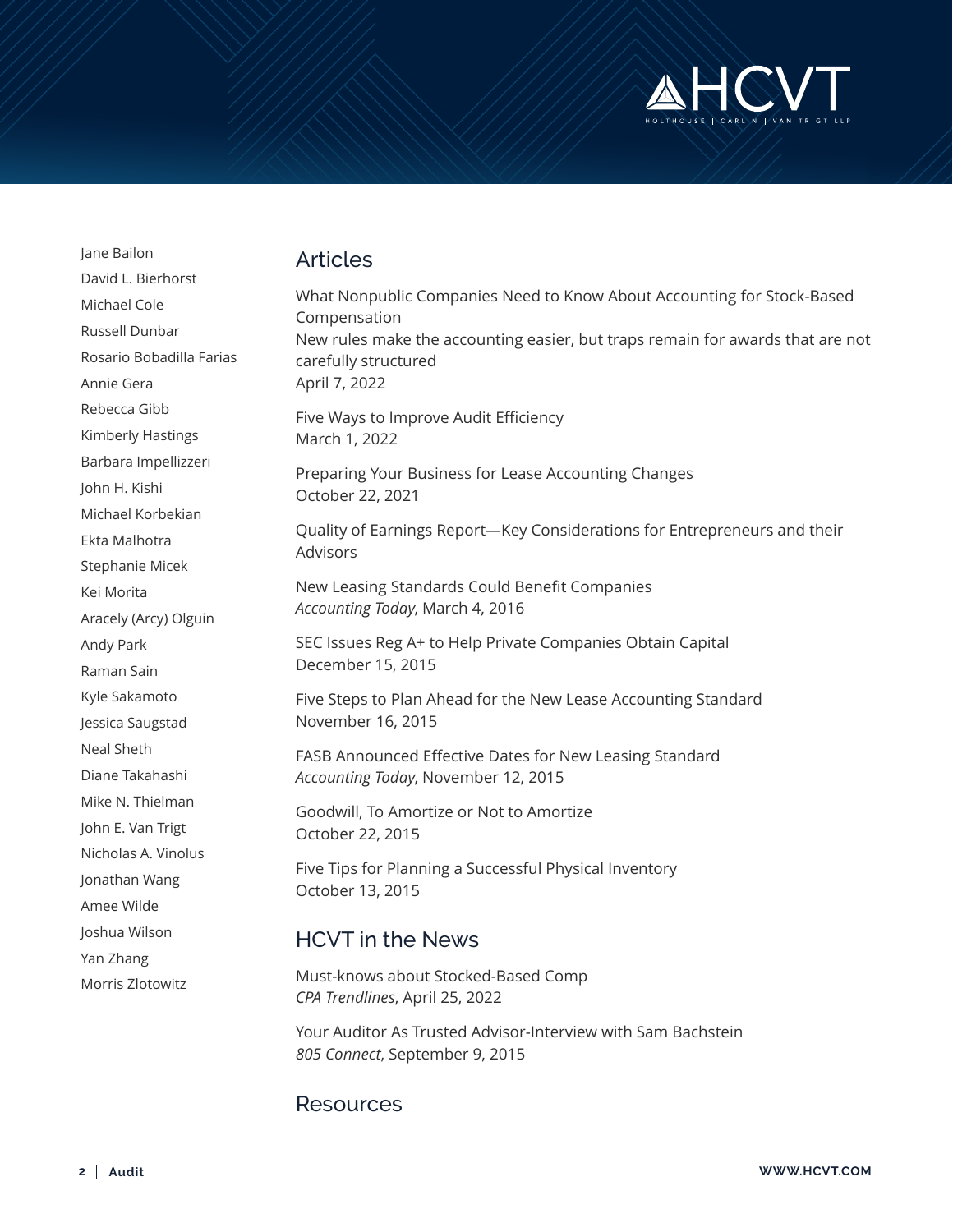Jane Bailon
David L. Bierhorst
Michael Cole
Russell Dunbar
Rosario Bobadilla Farias
Annie Gera
Rebecca Gibb
Kimberly Hastings
Barbara Impellizzeri
John H. Kishi
Michael Korbekian
Ekta Malhotra
Stephanie Micek
Kei Morita
Aracely (Arcy) Olguin
Andy Park
Raman Sain
Kyle Sakamoto
Jessica Saugstad
Neal Sheth
Diane Takahashi
Mike N. Thielman
John E. Van Trigt
Nicholas A. Vinolus
Jonathan Wang
Amee Wilde
Joshua Wilson
Yan Zhang
Morris Zlotowitz

## Articles

What Nonpublic Companies Need to Know About Accounting for Stock-Based Compensation
New rules make the accounting easier, but traps remain for awards that are not carefully structured
April 7, 2022

Five Ways to Improve Audit Efficiency
March 1, 2022

Preparing Your Business for Lease Accounting Changes
October 22, 2021

Quality of Earnings Report—Key Considerations for Entrepreneurs and their Advisors

New Leasing Standards Could Benefit Companies
*Accounting Today*, March 4, 2016

SEC Issues Reg A+ to Help Private Companies Obtain Capital
December 15, 2015

Five Steps to Plan Ahead for the New Lease Accounting Standard
November 16, 2015

FASB Announced Effective Dates for New Leasing Standard
*Accounting Today*, November 12, 2015

Goodwill, To Amortize or Not to Amortize
October 22, 2015

Five Tips for Planning a Successful Physical Inventory
October 13, 2015

## HCVT in the News

Must-knows about Stocked-Based Comp
*CPA Trendlines*, April 25, 2022

Your Auditor As Trusted Advisor-Interview with Sam Bachstein
*805 Connect*, September 9, 2015

## Resources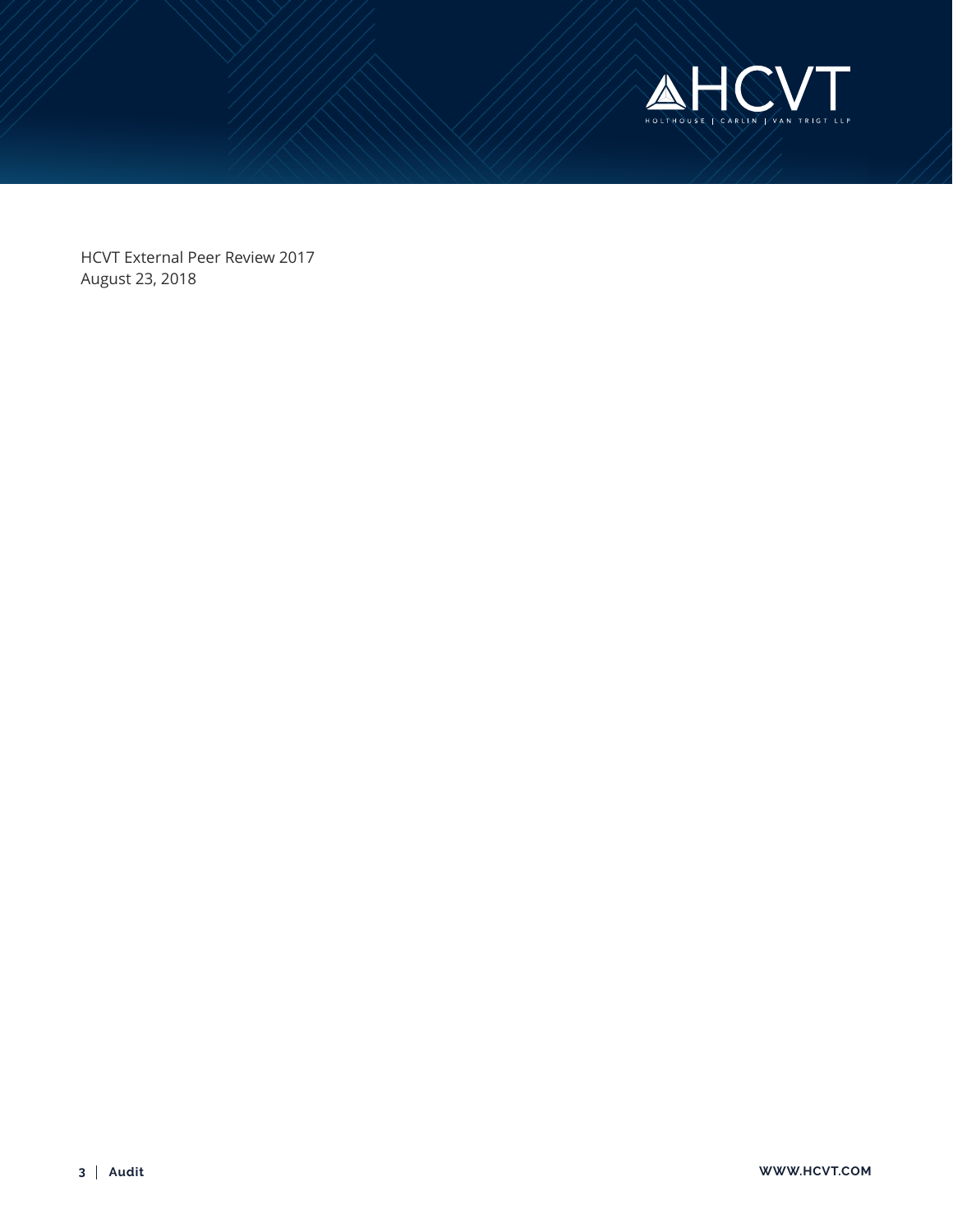HCVT External Peer Review 2017
August 23, 2018